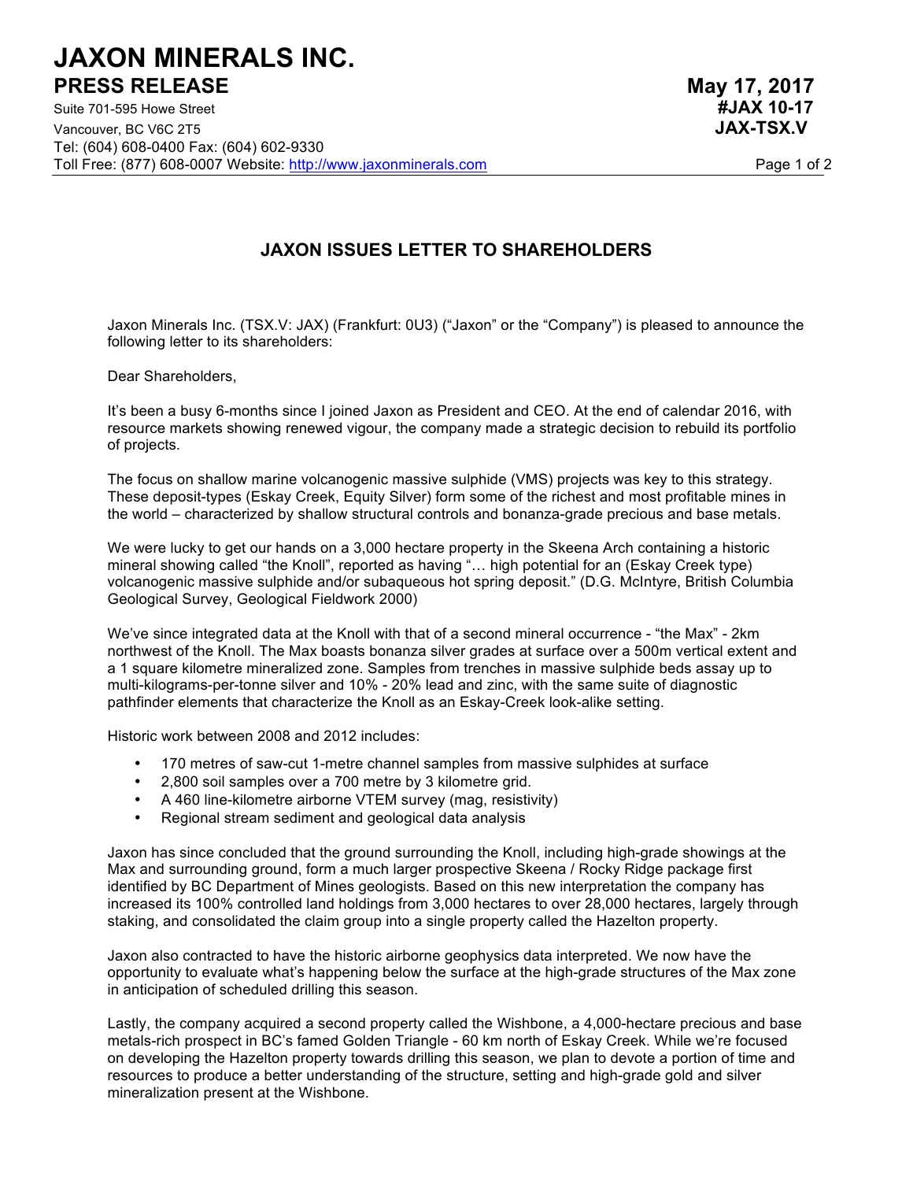# JAXON MINERALS INC.

## PRESS RELEASE

**May 17, 2017**
**#JAX 10-17**
**JAX-TSX.V**

Suite 701-595 Howe Street
Vancouver, BC V6C 2T5
Tel: (604) 608-0400 Fax: (604) 602-9330
Toll Free: (877) 608-0007 Website: http://www.jaxonminerals.com

### JAXON ISSUES LETTER TO SHAREHOLDERS

Jaxon Minerals Inc. (TSX.V: JAX) (Frankfurt: 0U3) ("Jaxon" or the "Company") is pleased to announce the following letter to its shareholders:

Dear Shareholders,

It's been a busy 6-months since I joined Jaxon as President and CEO. At the end of calendar 2016, with resource markets showing renewed vigour, the company made a strategic decision to rebuild its portfolio of projects.

The focus on shallow marine volcanogenic massive sulphide (VMS) projects was key to this strategy. These deposit-types (Eskay Creek, Equity Silver) form some of the richest and most profitable mines in the world – characterized by shallow structural controls and bonanza-grade precious and base metals.

We were lucky to get our hands on a 3,000 hectare property in the Skeena Arch containing a historic mineral showing called "the Knoll", reported as having "… high potential for an (Eskay Creek type) volcanogenic massive sulphide and/or subaqueous hot spring deposit." (D.G. McIntyre, British Columbia Geological Survey, Geological Fieldwork 2000)

We've since integrated data at the Knoll with that of a second mineral occurrence - "the Max" - 2km northwest of the Knoll. The Max boasts bonanza silver grades at surface over a 500m vertical extent and a 1 square kilometre mineralized zone. Samples from trenches in massive sulphide beds assay up to multi-kilograms-per-tonne silver and 10% - 20% lead and zinc, with the same suite of diagnostic pathfinder elements that characterize the Knoll as an Eskay-Creek look-alike setting.

Historic work between 2008 and 2012 includes:

- 170 metres of saw-cut 1-metre channel samples from massive sulphides at surface
- 2,800 soil samples over a 700 metre by 3 kilometre grid.
- A 460 line-kilometre airborne VTEM survey (mag, resistivity)
- Regional stream sediment and geological data analysis

Jaxon has since concluded that the ground surrounding the Knoll, including high-grade showings at the Max and surrounding ground, form a much larger prospective Skeena / Rocky Ridge package first identified by BC Department of Mines geologists. Based on this new interpretation the company has increased its 100% controlled land holdings from 3,000 hectares to over 28,000 hectares, largely through staking, and consolidated the claim group into a single property called the Hazelton property.

Jaxon also contracted to have the historic airborne geophysics data interpreted. We now have the opportunity to evaluate what's happening below the surface at the high-grade structures of the Max zone in anticipation of scheduled drilling this season.

Lastly, the company acquired a second property called the Wishbone, a 4,000-hectare precious and base metals-rich prospect in BC's famed Golden Triangle - 60 km north of Eskay Creek. While we're focused on developing the Hazelton property towards drilling this season, we plan to devote a portion of time and resources to produce a better understanding of the structure, setting and high-grade gold and silver mineralization present at the Wishbone.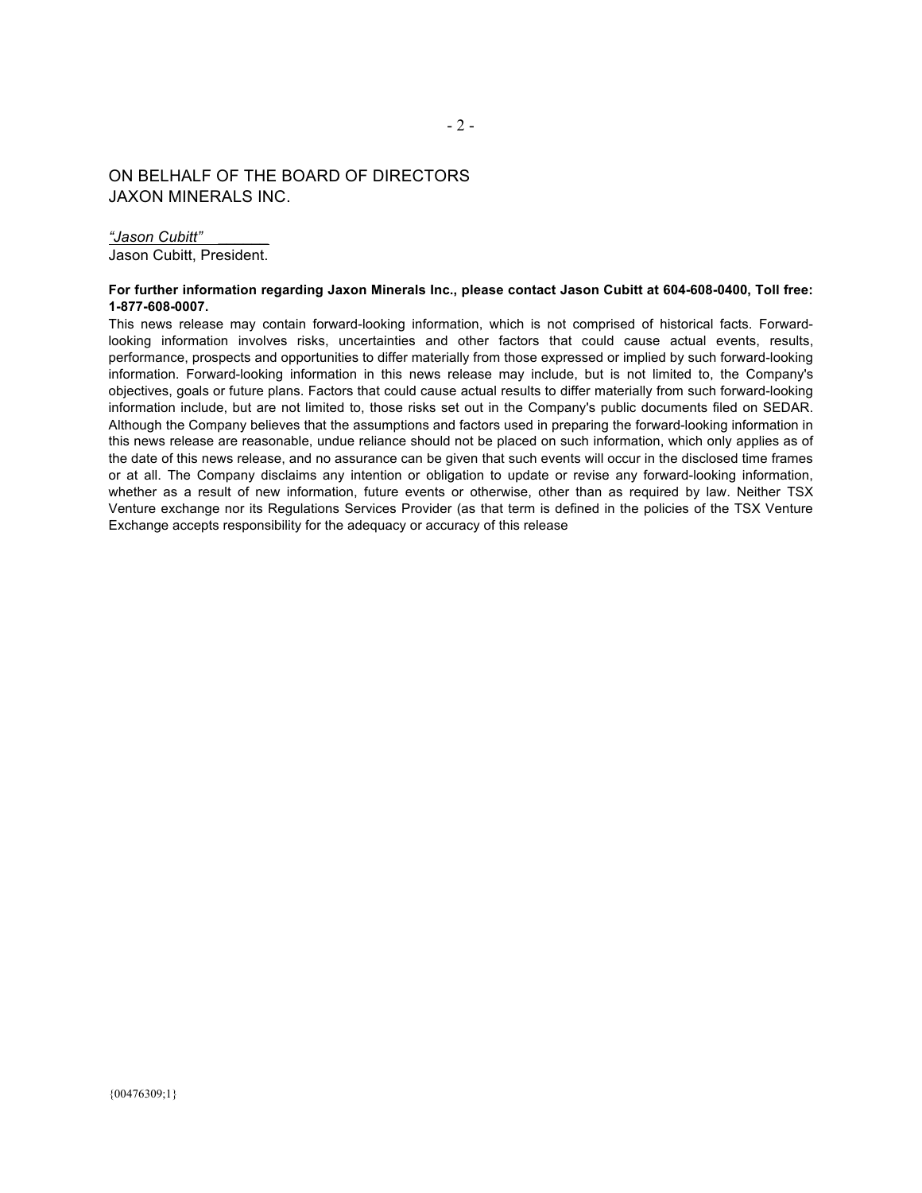ON BEHALF OF THE BOARD OF DIRECTORS
JAXON MINERALS INC.

*"Jason Cubitt"*

Jason Cubitt, President.

**For further information regarding Jaxon Minerals Inc., please contact Jason Cubitt at 604-608-0400, Toll free: 1-877-608-0007.**

This news release may contain forward-looking information, which is not comprised of historical facts. Forward-looking information involves risks, uncertainties and other factors that could cause actual events, results, performance, prospects and opportunities to differ materially from those expressed or implied by such forward-looking information. Forward-looking information in this news release may include, but is not limited to, the Company's objectives, goals or future plans. Factors that could cause actual results to differ materially from such forward-looking information include, but are not limited to, those risks set out in the Company's public documents filed on SEDAR. Although the Company believes that the assumptions and factors used in preparing the forward-looking information in this news release are reasonable, undue reliance should not be placed on such information, which only applies as of the date of this news release, and no assurance can be given that such events will occur in the disclosed time frames or at all. The Company disclaims any intention or obligation to update or revise any forward-looking information, whether as a result of new information, future events or otherwise, other than as required by law. Neither TSX Venture exchange nor its Regulations Services Provider (as that term is defined in the policies of the TSX Venture Exchange accepts responsibility for the adequacy or accuracy of this release

{00476309;1}